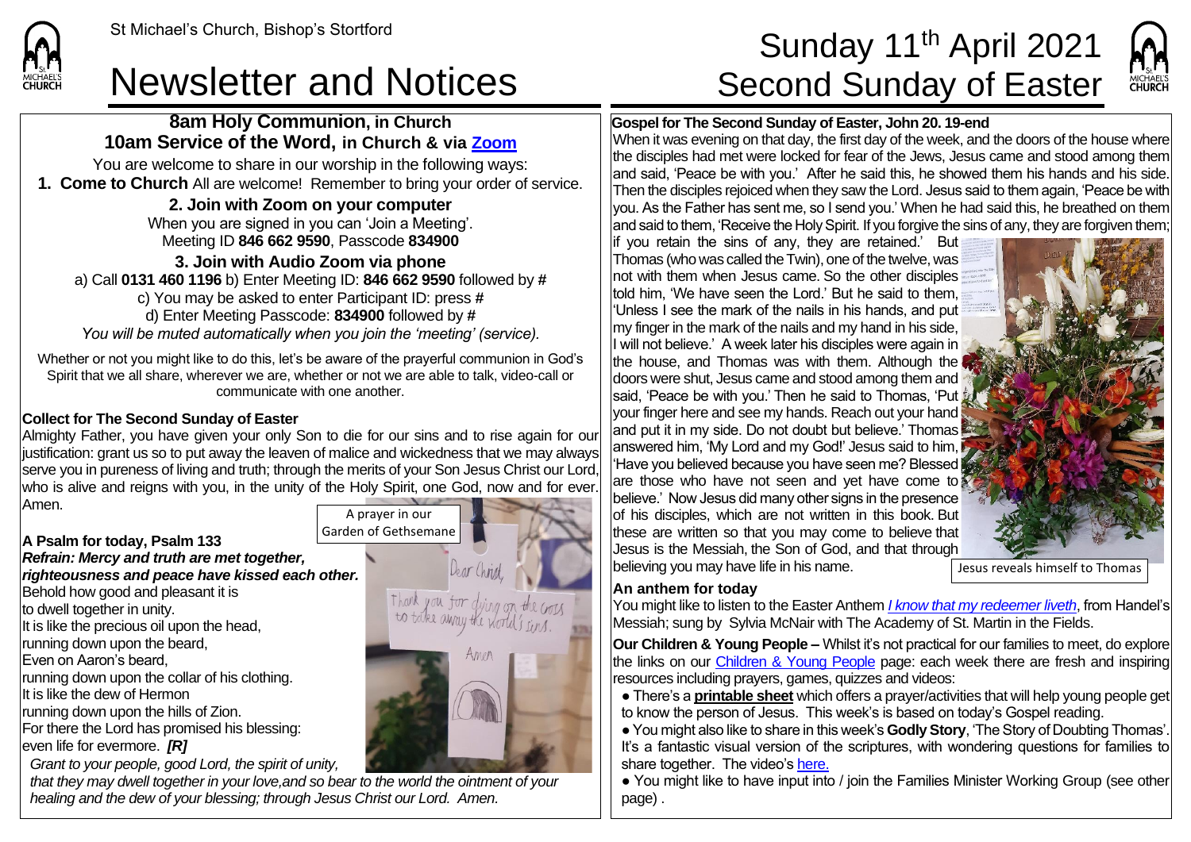St Michael's Church, Bishop's Stortford

# Newsletter and Notices

# Sunday 11th April 2021 Second Sunday of Easter

## 8am Holy Communion, in Church
## 10am Service of the Word, in Church & via Zoom

You are welcome to share in our worship in the following ways:

**1. Come to Church** All are welcome! Remember to bring your order of service.

**2. Join with Zoom on your computer**

When you are signed in you can 'Join a Meeting'.
Meeting ID **846 662 9590**, Passcode **834900**

**3. Join with Audio Zoom via phone**

a) Call **0131 460 1196** b) Enter Meeting ID: **846 662 9590** followed by **#**
c) You may be asked to enter Participant ID: press **#**
d) Enter Meeting Passcode: **834900** followed by **#**
*You will be muted automatically when you join the 'meeting' (service).*

Whether or not you might like to do this, let's be aware of the prayerful communion in God's Spirit that we all share, wherever we are, whether or not we are able to talk, video-call or communicate with one another.

**Collect for The Second Sunday of Easter**

Almighty Father, you have given your only Son to die for our sins and to rise again for our justification: grant us so to put away the leaven of malice and wickedness that we may always serve you in pureness of living and truth; through the merits of your Son Jesus Christ our Lord, who is alive and reigns with you, in the unity of the Holy Spirit, one God, now and for ever. Amen.

**A Psalm for today, Psalm 133**

***Refrain: Mercy and truth are met together, righteousness and peace have kissed each other.***

Behold how good and pleasant it is
to dwell together in unity.
It is like the precious oil upon the head,
running down upon the beard,
Even on Aaron's beard,
running down upon the collar of his clothing.
It is like the dew of Hermon
running down upon the hills of Zion.
For there the Lord has promised his blessing:
even life for evermore. ***[R]***

*Grant to your people, good Lord, the spirit of unity, that they may dwell together in your love,and so bear to the world the ointment of your healing and the dew of your blessing; through Jesus Christ our Lord. Amen.*

A prayer in our Garden of Gethsemane

**Gospel for The Second Sunday of Easter, John 20. 19-end**

When it was evening on that day, the first day of the week, and the doors of the house where the disciples had met were locked for fear of the Jews, Jesus came and stood among them and said, 'Peace be with you.' After he said this, he showed them his hands and his side. Then the disciples rejoiced when they saw the Lord. Jesus said to them again, 'Peace be with you. As the Father has sent me, so I send you.' When he had said this, he breathed on them and said to them, 'Receive the Holy Spirit. If you forgive the sins of any, they are forgiven them; if you retain the sins of any, they are retained.' But Thomas (who was called the Twin), one of the twelve, was not with them when Jesus came. So the other disciples told him, 'We have seen the Lord.' But he said to them, 'Unless I see the mark of the nails in his hands, and put my finger in the mark of the nails and my hand in his side, I will not believe.' A week later his disciples were again in the house, and Thomas was with them. Although the doors were shut, Jesus came and stood among them and said, 'Peace be with you.' Then he said to Thomas, 'Put your finger here and see my hands. Reach out your hand and put it in my side. Do not doubt but believe.' Thomas answered him, 'My Lord and my God!' Jesus said to him, 'Have you believed because you have seen me? Blessed are those who have not seen and yet have come to believe.' Now Jesus did many other signs in the presence of his disciples, which are not written in this book. But these are written so that you may come to believe that Jesus is the Messiah, the Son of God, and that through believing you may have life in his name.

Jesus reveals himself to Thomas

**An anthem for today**

You might like to listen to the Easter Anthem *I know that my redeemer liveth*, from Handel's Messiah; sung by Sylvia McNair with The Academy of St. Martin in the Fields.

**Our Children & Young People –** Whilst it's not practical for our families to meet, do explore the links on our Children & Young People page: each week there are fresh and inspiring resources including prayers, games, quizzes and videos:

- There's a **printable sheet** which offers a prayer/activities that will help young people get to know the person of Jesus. This week's is based on today's Gospel reading.
- You might also like to share in this week's **Godly Story**, 'The Story of Doubting Thomas'. It's a fantastic visual version of the scriptures, with wondering questions for families to share together. The video's here.
- You might like to have input into / join the Families Minister Working Group (see other page) .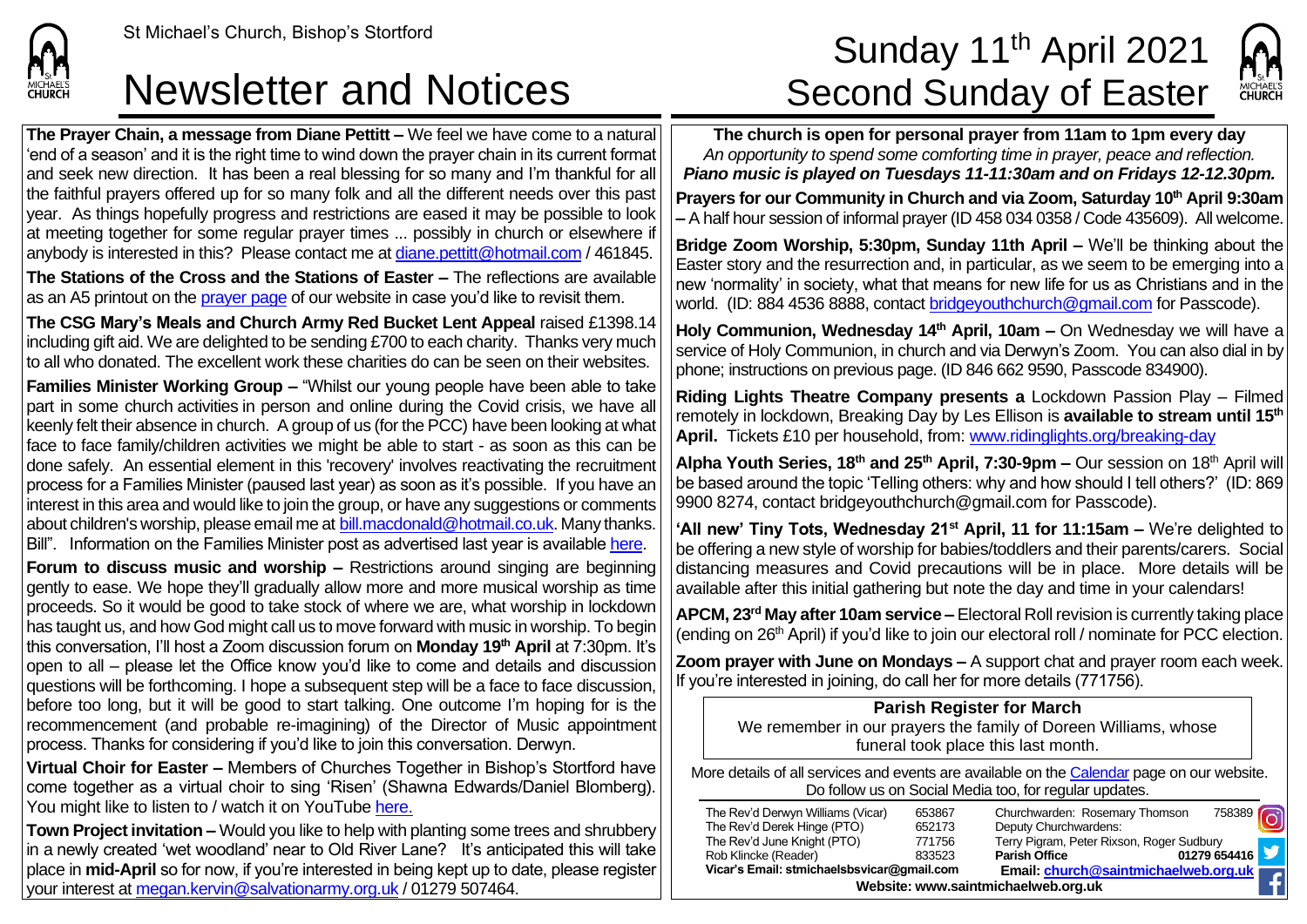St Michael's Church, Bishop's Stortford

# Newsletter and Notices

# Sunday 11th April 2021 Second Sunday of Easter

**The Prayer Chain, a message from Diane Pettitt –** We feel we have come to a natural 'end of a season' and it is the right time to wind down the prayer chain in its current format and seek new direction. It has been a real blessing for so many and I'm thankful for all the faithful prayers offered up for so many folk and all the different needs over this past year. As things hopefully progress and restrictions are eased it may be possible to look at meeting together for some regular prayer times ... possibly in church or elsewhere if anybody is interested in this? Please contact me at diane.pettitt@hotmail.com / 461845.

**The Stations of the Cross and the Stations of Easter –** The reflections are available as an A5 printout on the prayer page of our website in case you'd like to revisit them.

**The CSG Mary's Meals and Church Army Red Bucket Lent Appeal** raised £1398.14 including gift aid. We are delighted to be sending £700 to each charity. Thanks very much to all who donated. The excellent work these charities do can be seen on their websites.

**Families Minister Working Group –** "Whilst our young people have been able to take part in some church activities in person and online during the Covid crisis, we have all keenly felt their absence in church. A group of us (for the PCC) have been looking at what face to face family/children activities we might be able to start - as soon as this can be done safely. An essential element in this 'recovery' involves reactivating the recruitment process for a Families Minister (paused last year) as soon as it's possible. If you have an interest in this area and would like to join the group, or have any suggestions or comments about children's worship, please email me at bill.macdonald@hotmail.co.uk. Many thanks. Bill". Information on the Families Minister post as advertised last year is available here.

**Forum to discuss music and worship –** Restrictions around singing are beginning gently to ease. We hope they'll gradually allow more and more musical worship as time proceeds. So it would be good to take stock of where we are, what worship in lockdown has taught us, and how God might call us to move forward with music in worship. To begin this conversation, I'll host a Zoom discussion forum on **Monday 19th April** at 7:30pm. It's open to all – please let the Office know you'd like to come and details and discussion questions will be forthcoming. I hope a subsequent step will be a face to face discussion, before too long, but it will be good to start talking. One outcome I'm hoping for is the recommencement (and probable re-imagining) of the Director of Music appointment process. Thanks for considering if you'd like to join this conversation. Derwyn.

**Virtual Choir for Easter –** Members of Churches Together in Bishop's Stortford have come together as a virtual choir to sing 'Risen' (Shawna Edwards/Daniel Blomberg). You might like to listen to / watch it on YouTube here.

**Town Project invitation –** Would you like to help with planting some trees and shrubbery in a newly created 'wet woodland' near to Old River Lane? It's anticipated this will take place in **mid-April** so for now, if you're interested in being kept up to date, please register your interest at megan.kervin@salvationarmy.org.uk / 01279 507464.

**The church is open for personal prayer from 11am to 1pm every day**
*An opportunity to spend some comforting time in prayer, peace and reflection.*
***Piano music is played on Tuesdays 11-11:30am and on Fridays 12-12.30pm.***

**Prayers for our Community in Church and via Zoom, Saturday 10th April 9:30am –** A half hour session of informal prayer (ID 458 034 0358 / Code 435609). All welcome.

**Bridge Zoom Worship, 5:30pm, Sunday 11th April –** We'll be thinking about the Easter story and the resurrection and, in particular, as we seem to be emerging into a new 'normality' in society, what that means for new life for us as Christians and in the world. (ID: 884 4536 8888, contact bridgeyouthchurch@gmail.com for Passcode).

**Holy Communion, Wednesday 14th April, 10am –** On Wednesday we will have a service of Holy Communion, in church and via Derwyn's Zoom. You can also dial in by phone; instructions on previous page. (ID 846 662 9590, Passcode 834900).

**Riding Lights Theatre Company presents a** Lockdown Passion Play – Filmed remotely in lockdown, Breaking Day by Les Ellison is **available to stream until 15th April.** Tickets £10 per household, from: www.ridinglights.org/breaking-day

**Alpha Youth Series, 18th and 25th April, 7:30-9pm –** Our session on 18th April will be based around the topic 'Telling others: why and how should I tell others?' (ID: 869 9900 8274, contact bridgeyouthchurch@gmail.com for Passcode).

**'All new' Tiny Tots, Wednesday 21st April, 11 for 11:15am –** We're delighted to be offering a new style of worship for babies/toddlers and their parents/carers. Social distancing measures and Covid precautions will be in place. More details will be available after this initial gathering but note the day and time in your calendars!

**APCM, 23rd May after 10am service –** Electoral Roll revision is currently taking place (ending on 26th April) if you'd like to join our electoral roll / nominate for PCC election.

**Zoom prayer with June on Mondays –** A support chat and prayer room each week. If you're interested in joining, do call her for more details (771756).

**Parish Register for March**

We remember in our prayers the family of Doreen Williams, whose funeral took place this last month.

More details of all services and events are available on the Calendar page on our website. Do follow us on Social Media too, for regular updates.

| | | | |
|---|---|---|---|
| The Rev'd Derwyn Williams (Vicar) | 653867 | Churchwarden: Rosemary Thomson | 758389 |
| The Rev'd Derek Hinge (PTO) | 652173 | Deputy Churchwardens: | |
| The Rev'd June Knight (PTO) | 771756 | Terry Pigram, Peter Rixson, Roger Sudbury | |
| Rob Klincke (Reader) | 833523 | **Parish Office** | **01279 654416** |
| **Vicar's Email: stmichaelsbsvicar@gmail.com** | | **Email: church@saintmichaelweb.org.uk** | |

**Website: www.saintmichaelweb.org.uk**